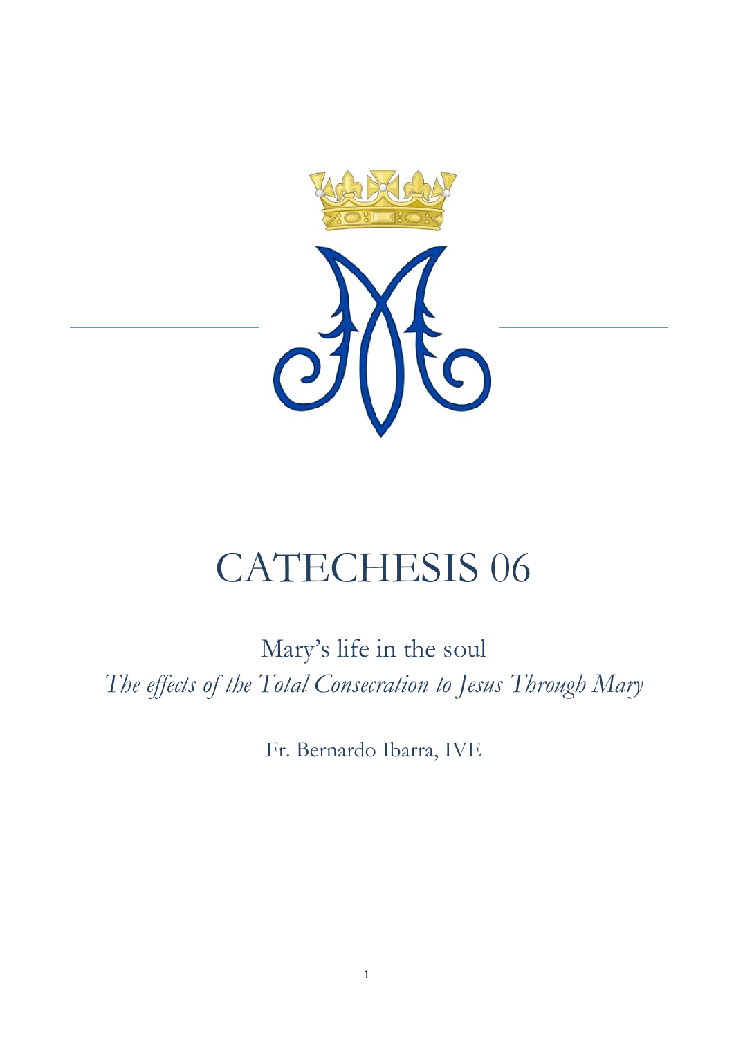# CATECHESIS 06

## Mary's life in the soul

*The effects of the Total Consecration to Jesus Through Mary*

Fr. Bernardo Ibarra, IVE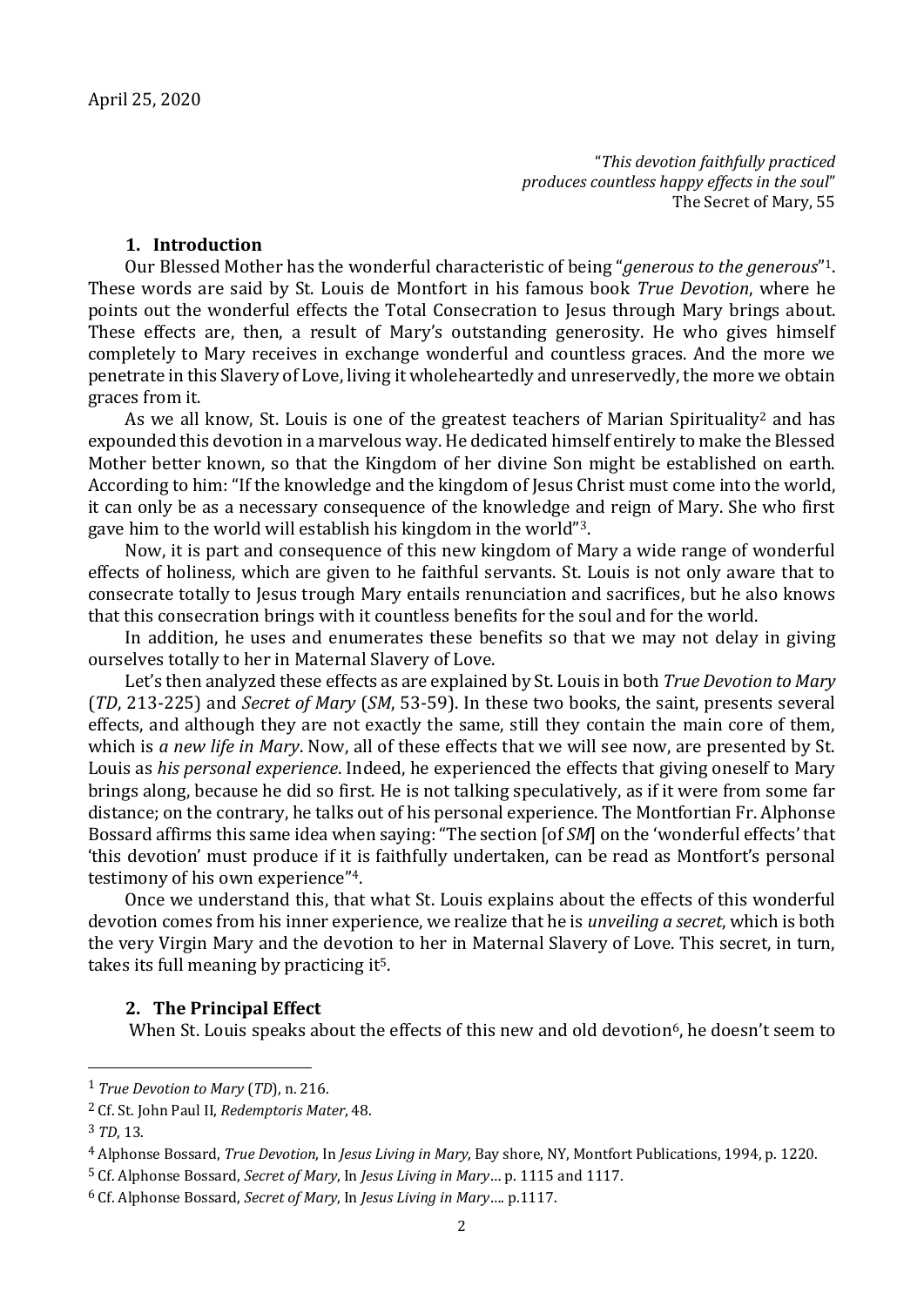April 25, 2020

> "*This devotion faithfully practiced produces countless happy effects in the soul*"
> The Secret of Mary, 55

## 1. Introduction

Our Blessed Mother has the wonderful characteristic of being "*generous to the generous*"[1]. These words are said by St. Louis de Montfort in his famous book *True Devotion*, where he points out the wonderful effects the Total Consecration to Jesus through Mary brings about. These effects are, then, a result of Mary's outstanding generosity. He who gives himself completely to Mary receives in exchange wonderful and countless graces. And the more we penetrate in this Slavery of Love, living it wholeheartedly and unreservedly, the more we obtain graces from it.

As we all know, St. Louis is one of the greatest teachers of Marian Spirituality[2] and has expounded this devotion in a marvelous way. He dedicated himself entirely to make the Blessed Mother better known, so that the Kingdom of her divine Son might be established on earth. According to him: "If the knowledge and the kingdom of Jesus Christ must come into the world, it can only be as a necessary consequence of the knowledge and reign of Mary. She who first gave him to the world will establish his kingdom in the world"[3].

Now, it is part and consequence of this new kingdom of Mary a wide range of wonderful effects of holiness, which are given to he faithful servants. St. Louis is not only aware that to consecrate totally to Jesus trough Mary entails renunciation and sacrifices, but he also knows that this consecration brings with it countless benefits for the soul and for the world.

In addition, he uses and enumerates these benefits so that we may not delay in giving ourselves totally to her in Maternal Slavery of Love.

Let's then analyzed these effects as are explained by St. Louis in both *True Devotion to Mary* (*TD*, 213-225) and *Secret of Mary* (*SM*, 53-59). In these two books, the saint, presents several effects, and although they are not exactly the same, still they contain the main core of them, which is *a new life in Mary*. Now, all of these effects that we will see now, are presented by St. Louis as *his personal experience*. Indeed, he experienced the effects that giving oneself to Mary brings along, because he did so first. He is not talking speculatively, as if it were from some far distance; on the contrary, he talks out of his personal experience. The Montfortian Fr. Alphonse Bossard affirms this same idea when saying: "The section [of *SM*] on the 'wonderful effects' that 'this devotion' must produce if it is faithfully undertaken, can be read as Montfort's personal testimony of his own experience"[4].

Once we understand this, that what St. Louis explains about the effects of this wonderful devotion comes from his inner experience, we realize that he is *unveiling a secret*, which is both the very Virgin Mary and the devotion to her in Maternal Slavery of Love. This secret, in turn, takes its full meaning by practicing it[5].

## 2. The Principal Effect

When St. Louis speaks about the effects of this new and old devotion[6], he doesn't seem to

---

[1] *True Devotion to Mary* (*TD*), n. 216.

[2] Cf. St. John Paul II, *Redemptoris Mater*, 48.

[3] *TD*, 13.

[4] Alphonse Bossard, *True Devotion*, In *Jesus Living in Mary*, Bay shore, NY, Montfort Publications, 1994, p. 1220.

[5] Cf. Alphonse Bossard, *Secret of Mary*, In *Jesus Living in Mary*… p. 1115 and 1117.

[6] Cf. Alphonse Bossard, *Secret of Mary*, In *Jesus Living in Mary*…. p.1117.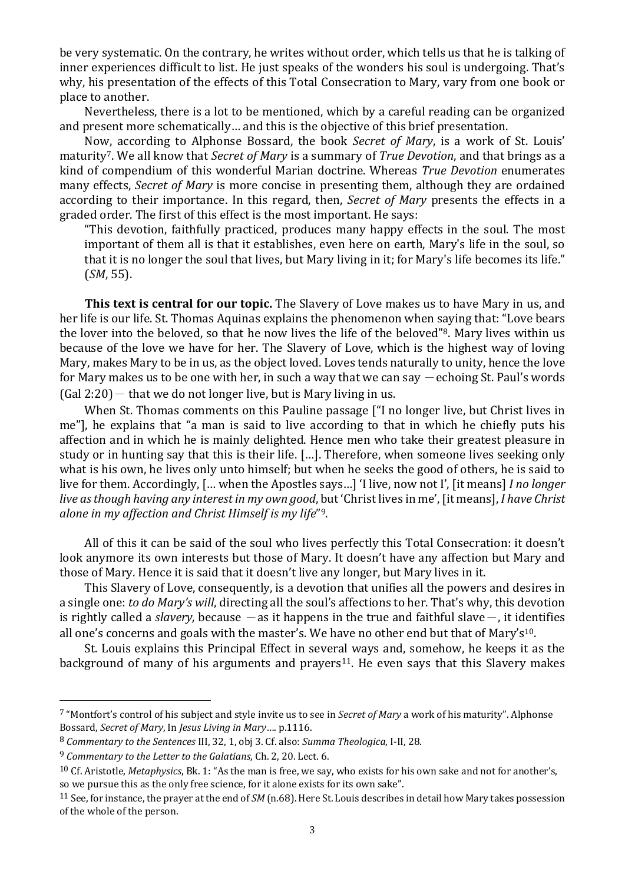be very systematic. On the contrary, he writes without order, which tells us that he is talking of inner experiences difficult to list. He just speaks of the wonders his soul is undergoing. That's why, his presentation of the effects of this Total Consecration to Mary, vary from one book or place to another.

Nevertheless, there is a lot to be mentioned, which by a careful reading can be organized and present more schematically… and this is the objective of this brief presentation.

Now, according to Alphonse Bossard, the book *Secret of Mary*, is a work of St. Louis' maturity[7]. We all know that *Secret of Mary* is a summary of *True Devotion*, and that brings as a kind of compendium of this wonderful Marian doctrine. Whereas *True Devotion* enumerates many effects, *Secret of Mary* is more concise in presenting them, although they are ordained according to their importance. In this regard, then, *Secret of Mary* presents the effects in a graded order. The first of this effect is the most important. He says:

> "This devotion, faithfully practiced, produces many happy effects in the soul. The most important of them all is that it establishes, even here on earth, Mary's life in the soul, so that it is no longer the soul that lives, but Mary living in it; for Mary's life becomes its life." (*SM*, 55).

**This text is central for our topic.** The Slavery of Love makes us to have Mary in us, and her life is our life. St. Thomas Aquinas explains the phenomenon when saying that: "Love bears the lover into the beloved, so that he now lives the life of the beloved"[8]. Mary lives within us because of the love we have for her. The Slavery of Love, which is the highest way of loving Mary, makes Mary to be in us, as the object loved. Loves tends naturally to unity, hence the love for Mary makes us to be one with her, in such a way that we can say —echoing St. Paul's words (Gal 2:20)— that we do not longer live, but is Mary living in us.

When St. Thomas comments on this Pauline passage ["I no longer live, but Christ lives in me"], he explains that "a man is said to live according to that in which he chiefly puts his affection and in which he is mainly delighted. Hence men who take their greatest pleasure in study or in hunting say that this is their life. […]. Therefore, when someone lives seeking only what is his own, he lives only unto himself; but when he seeks the good of others, he is said to live for them. Accordingly, [… when the Apostles says…] 'I live, now not I', [it means] *I no longer live as though having any interest in my own good*, but 'Christ lives in me', [it means], *I have Christ alone in my affection and Christ Himself is my life*"[9].

All of this it can be said of the soul who lives perfectly this Total Consecration: it doesn't look anymore its own interests but those of Mary. It doesn't have any affection but Mary and those of Mary. Hence it is said that it doesn't live any longer, but Mary lives in it.

This Slavery of Love, consequently, is a devotion that unifies all the powers and desires in a single one: *to do Mary's will*, directing all the soul's affections to her. That's why, this devotion is rightly called a *slavery,* because —as it happens in the true and faithful slave—, it identifies all one's concerns and goals with the master's. We have no other end but that of Mary's[10].

St. Louis explains this Principal Effect in several ways and, somehow, he keeps it as the background of many of his arguments and prayers[11]. He even says that this Slavery makes

---

[7] "Montfort's control of his subject and style invite us to see in *Secret of Mary* a work of his maturity". Alphonse Bossard, *Secret of Mary*, In *Jesus Living in Mary*…. p.1116.

[8] *Commentary to the Sentences* III, 32, 1, obj 3. Cf. also: *Summa Theologica*, I-II, 28.

[9] *Commentary to the Letter to the Galatians*, Ch. 2, 20. Lect. 6.

[10] Cf. Aristotle, *Metaphysics*, Bk. 1: "As the man is free, we say, who exists for his own sake and not for another's, so we pursue this as the only free science, for it alone exists for its own sake".

[11] See, for instance, the prayer at the end of *SM* (n.68). Here St. Louis describes in detail how Mary takes possession of the whole of the person.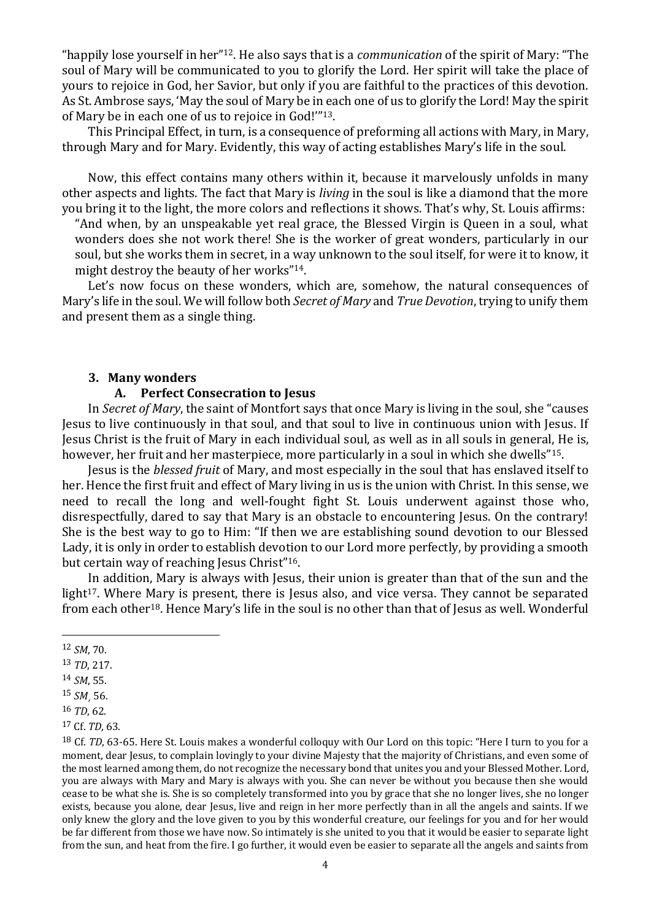"happily lose yourself in her"[12]. He also says that is a *communication* of the spirit of Mary: "The soul of Mary will be communicated to you to glorify the Lord. Her spirit will take the place of yours to rejoice in God, her Savior, but only if you are faithful to the practices of this devotion. As St. Ambrose says, 'May the soul of Mary be in each one of us to glorify the Lord! May the spirit of Mary be in each one of us to rejoice in God!'"[13].

This Principal Effect, in turn, is a consequence of preforming all actions with Mary, in Mary, through Mary and for Mary. Evidently, this way of acting establishes Mary's life in the soul.

Now, this effect contains many others within it, because it marvelously unfolds in many other aspects and lights. The fact that Mary is *living* in the soul is like a diamond that the more you bring it to the light, the more colors and reflections it shows. That's why, St. Louis affirms:

> "And when, by an unspeakable yet real grace, the Blessed Virgin is Queen in a soul, what wonders does she not work there! She is the worker of great wonders, particularly in our soul, but she works them in secret, in a way unknown to the soul itself, for were it to know, it might destroy the beauty of her works"[14].

Let's now focus on these wonders, which are, somehow, the natural consequences of Mary's life in the soul. We will follow both *Secret of Mary* and *True Devotion*, trying to unify them and present them as a single thing.

## 3. Many wonders

### A. Perfect Consecration to Jesus

In *Secret of Mary*, the saint of Montfort says that once Mary is living in the soul, she "causes Jesus to live continuously in that soul, and that soul to live in continuous union with Jesus. If Jesus Christ is the fruit of Mary in each individual soul, as well as in all souls in general, He is, however, her fruit and her masterpiece, more particularly in a soul in which she dwells"[15].

Jesus is the *blessed fruit* of Mary, and most especially in the soul that has enslaved itself to her. Hence the first fruit and effect of Mary living in us is the union with Christ. In this sense, we need to recall the long and well-fought fight St. Louis underwent against those who, disrespectfully, dared to say that Mary is an obstacle to encountering Jesus. On the contrary! She is the best way to go to Him: "If then we are establishing sound devotion to our Blessed Lady, it is only in order to establish devotion to our Lord more perfectly, by providing a smooth but certain way of reaching Jesus Christ"[16].

In addition, Mary is always with Jesus, their union is greater than that of the sun and the light[17]. Where Mary is present, there is Jesus also, and vice versa. They cannot be separated from each other[18]. Hence Mary's life in the soul is no other than that of Jesus as well. Wonderful

---

[12] *SM*, 70.

[13] *TD*, 217.

[14] *SM*, 55.

[15] *SM¸* 56.

[16] *TD*, 62.

[17] Cf. *TD*, 63.

[18] Cf. *TD*, 63-65. Here St. Louis makes a wonderful colloquy with Our Lord on this topic: "Here I turn to you for a moment, dear Jesus, to complain lovingly to your divine Majesty that the majority of Christians, and even some of the most learned among them, do not recognize the necessary bond that unites you and your Blessed Mother. Lord, you are always with Mary and Mary is always with you. She can never be without you because then she would cease to be what she is. She is so completely transformed into you by grace that she no longer lives, she no longer exists, because you alone, dear Jesus, live and reign in her more perfectly than in all the angels and saints. If we only knew the glory and the love given to you by this wonderful creature, our feelings for you and for her would be far different from those we have now. So intimately is she united to you that it would be easier to separate light from the sun, and heat from the fire. I go further, it would even be easier to separate all the angels and saints from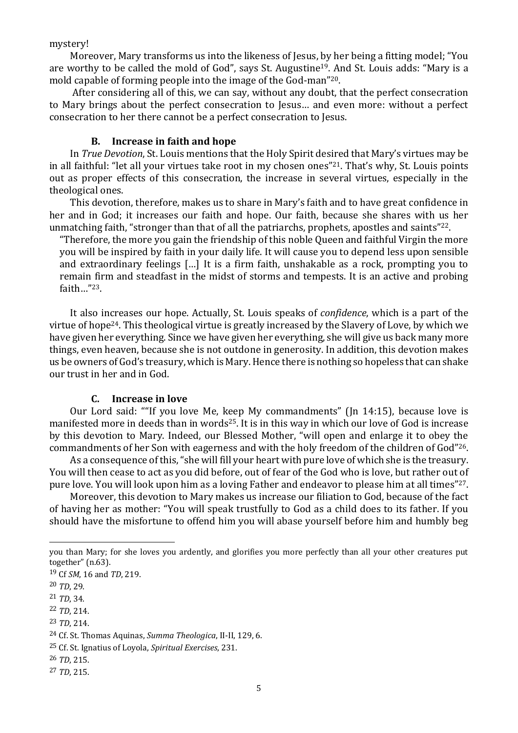mystery!

Moreover, Mary transforms us into the likeness of Jesus, by her being a fitting model; "You are worthy to be called the mold of God", says St. Augustine[19]. And St. Louis adds: "Mary is a mold capable of forming people into the image of the God-man"[20].

After considering all of this, we can say, without any doubt, that the perfect consecration to Mary brings about the perfect consecration to Jesus… and even more: without a perfect consecration to her there cannot be a perfect consecration to Jesus.

### B. Increase in faith and hope

In *True Devotion*, St. Louis mentions that the Holy Spirit desired that Mary's virtues may be in all faithful: "let all your virtues take root in my chosen ones"[21]. That's why, St. Louis points out as proper effects of this consecration, the increase in several virtues, especially in the theological ones.

This devotion, therefore, makes us to share in Mary's faith and to have great confidence in her and in God; it increases our faith and hope. Our faith, because she shares with us her unmatching faith, "stronger than that of all the patriarchs, prophets, apostles and saints"[22].

> "Therefore, the more you gain the friendship of this noble Queen and faithful Virgin the more you will be inspired by faith in your daily life. It will cause you to depend less upon sensible and extraordinary feelings […] It is a firm faith, unshakable as a rock, prompting you to remain firm and steadfast in the midst of storms and tempests. It is an active and probing faith…"[23].

It also increases our hope. Actually, St. Louis speaks of *confidence*, which is a part of the virtue of hope[24]. This theological virtue is greatly increased by the Slavery of Love, by which we have given her everything. Since we have given her everything, she will give us back many more things, even heaven, because she is not outdone in generosity. In addition, this devotion makes us be owners of God's treasury, which is Mary. Hence there is nothing so hopeless that can shake our trust in her and in God.

### C. Increase in love

Our Lord said: ""If you love Me, keep My commandments" (Jn 14:15), because love is manifested more in deeds than in words[25]. It is in this way in which our love of God is increase by this devotion to Mary. Indeed, our Blessed Mother, "will open and enlarge it to obey the commandments of her Son with eagerness and with the holy freedom of the children of God"[26].

As a consequence of this, "she will fill your heart with pure love of which she is the treasury. You will then cease to act as you did before, out of fear of the God who is love, but rather out of pure love. You will look upon him as a loving Father and endeavor to please him at all times"[27].

Moreover, this devotion to Mary makes us increase our filiation to God, because of the fact of having her as mother: "You will speak trustfully to God as a child does to its father. If you should have the misfortune to offend him you will abase yourself before him and humbly beg

---

you than Mary; for she loves you ardently, and glorifies you more perfectly than all your other creatures put together" (n.63).

[19] Cf *SM*, 16 and *TD*, 219.

[20] *TD*, 29.

[21] *TD*, 34.

[22] *TD*, 214.

[23] *TD*, 214.

[24] Cf. St. Thomas Aquinas, *Summa Theologica*, II-II, 129, 6.

[25] Cf. St. Ignatius of Loyola, *Spiritual Exercises*, 231.

[26] *TD*, 215.

[27] *TD*, 215.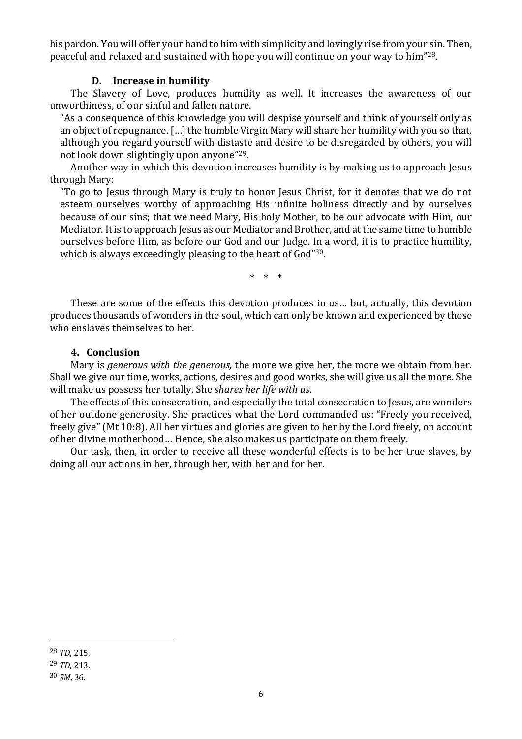his pardon. You will offer your hand to him with simplicity and lovingly rise from your sin. Then, peaceful and relaxed and sustained with hope you will continue on your way to him"[28].

### D. Increase in humility

The Slavery of Love, produces humility as well. It increases the awareness of our unworthiness, of our sinful and fallen nature.

> "As a consequence of this knowledge you will despise yourself and think of yourself only as an object of repugnance. […] the humble Virgin Mary will share her humility with you so that, although you regard yourself with distaste and desire to be disregarded by others, you will not look down slightingly upon anyone"[29].

Another way in which this devotion increases humility is by making us to approach Jesus through Mary:

> "To go to Jesus through Mary is truly to honor Jesus Christ, for it denotes that we do not esteem ourselves worthy of approaching His infinite holiness directly and by ourselves because of our sins; that we need Mary, His holy Mother, to be our advocate with Him, our Mediator. It is to approach Jesus as our Mediator and Brother, and at the same time to humble ourselves before Him, as before our God and our Judge. In a word, it is to practice humility, which is always exceedingly pleasing to the heart of God"[30].

\* \* \*

These are some of the effects this devotion produces in us… but, actually, this devotion produces thousands of wonders in the soul, which can only be known and experienced by those who enslaves themselves to her.

## 4. Conclusion

Mary is *generous with the generous,* the more we give her, the more we obtain from her. Shall we give our time, works, actions, desires and good works, she will give us all the more. She will make us possess her totally. She *shares her life with us*.

The effects of this consecration, and especially the total consecration to Jesus, are wonders of her outdone generosity. She practices what the Lord commanded us: "Freely you received, freely give" (Mt 10:8). All her virtues and glories are given to her by the Lord freely, on account of her divine motherhood… Hence, she also makes us participate on them freely.

Our task, then, in order to receive all these wonderful effects is to be her true slaves, by doing all our actions in her, through her, with her and for her.

---

[28] *TD*, 215.

[29] *TD*, 213.

[30] *SM*, 36.